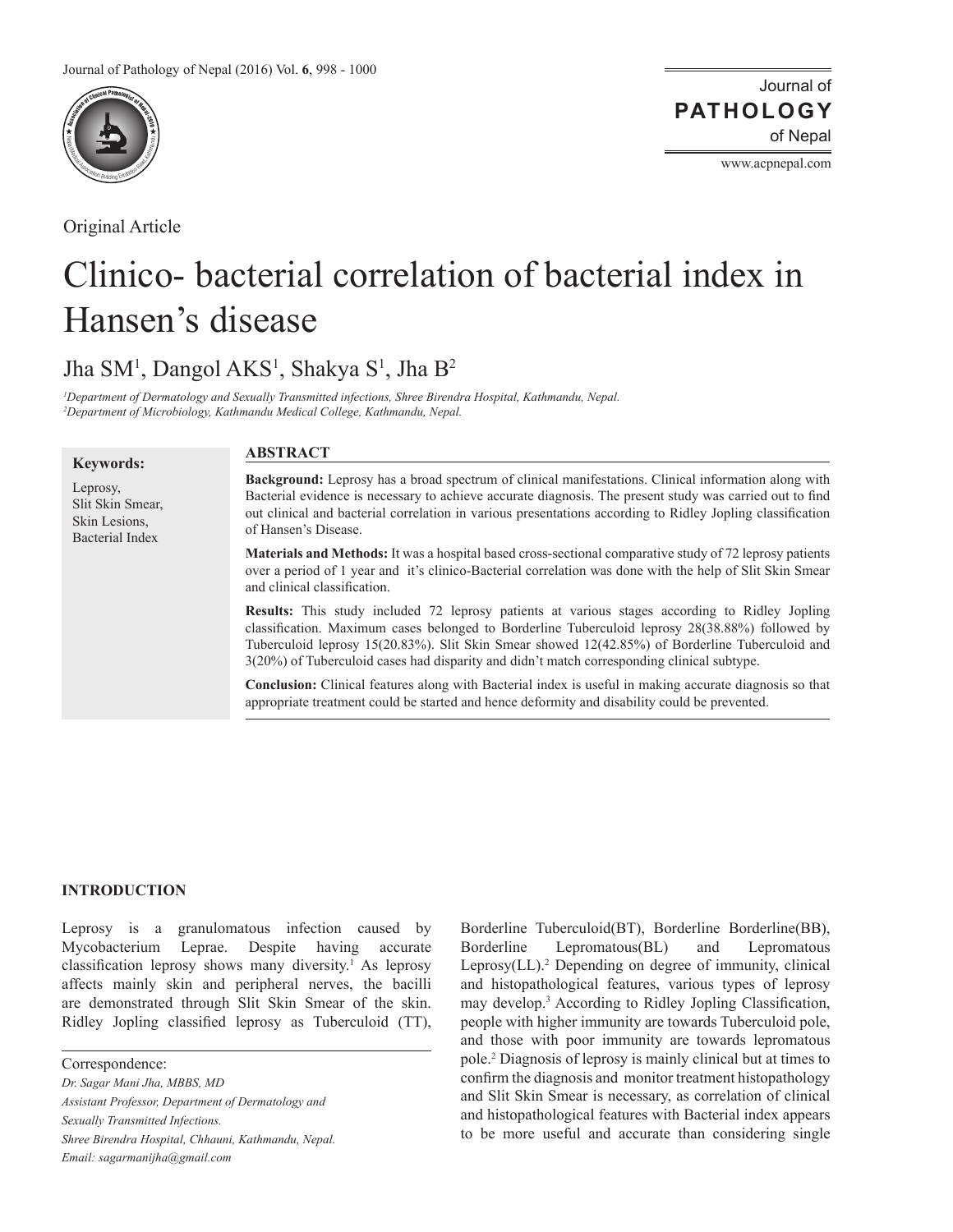Original Article

# Clinico- bacterial correlation of bacterial index in Hansen's disease

Jha SM[1], Dangol AKS[1], Shakya S[1], Jha B[2]

*[1]Department of Dermatology and Sexually Transmitted infections, Shree Birendra Hospital, Kathmandu, Nepal.*
*[2]Department of Microbiology, Kathmandu Medical College, Kathmandu, Nepal.*

**Keywords:**

Leprosy,
Slit Skin Smear,
Skin Lesions,
Bacterial Index

## ABSTRACT

**Background:** Leprosy has a broad spectrum of clinical manifestations. Clinical information along with Bacterial evidence is necessary to achieve accurate diagnosis. The present study was carried out to find out clinical and bacterial correlation in various presentations according to Ridley Jopling classification of Hansen's Disease.

**Materials and Methods:** It was a hospital based cross-sectional comparative study of 72 leprosy patients over a period of 1 year and it's clinico-Bacterial correlation was done with the help of Slit Skin Smear and clinical classification.

**Results:** This study included 72 leprosy patients at various stages according to Ridley Jopling classification. Maximum cases belonged to Borderline Tuberculoid leprosy 28(38.88%) followed by Tuberculoid leprosy 15(20.83%). Slit Skin Smear showed 12(42.85%) of Borderline Tuberculoid and 3(20%) of Tuberculoid cases had disparity and didn't match corresponding clinical subtype.

**Conclusion:** Clinical features along with Bacterial index is useful in making accurate diagnosis so that appropriate treatment could be started and hence deformity and disability could be prevented.

## INTRODUCTION

Leprosy is a granulomatous infection caused by Mycobacterium Leprae. Despite having accurate classification leprosy shows many diversity.[1] As leprosy affects mainly skin and peripheral nerves, the bacilli are demonstrated through Slit Skin Smear of the skin. Ridley Jopling classified leprosy as Tuberculoid (TT), Borderline Tuberculoid(BT), Borderline Borderline(BB), Borderline Lepromatous(BL) and Lepromatous Leprosy(LL).[2] Depending on degree of immunity, clinical and histopathological features, various types of leprosy may develop.[3] According to Ridley Jopling Classification, people with higher immunity are towards Tuberculoid pole, and those with poor immunity are towards lepromatous pole.[2] Diagnosis of leprosy is mainly clinical but at times to confirm the diagnosis and monitor treatment histopathology and Slit Skin Smear is necessary, as correlation of clinical and histopathological features with Bacterial index appears to be more useful and accurate than considering single

Correspondence:
*Dr. Sagar Mani Jha, MBBS, MD*
*Assistant Professor, Department of Dermatology and Sexually Transmitted Infections.*
*Shree Birendra Hospital, Chhauni, Kathmandu, Nepal.*
*Email: sagarmanijha@gmail.com*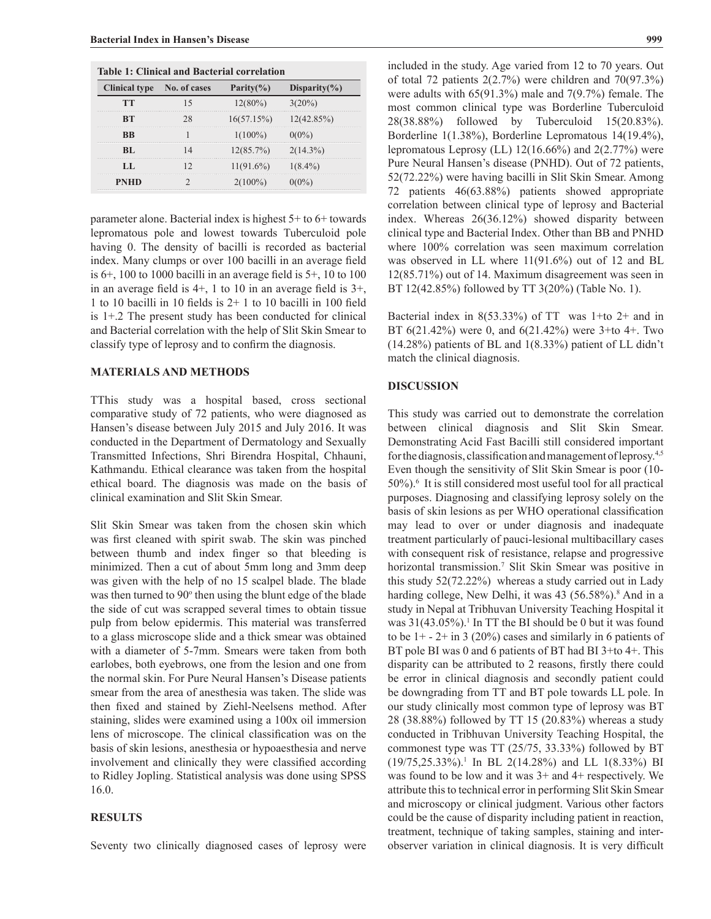**Table 1: Clinical and Bacterial correlation**

| Clinical type | No. of cases | Parity(%) | Disparity(%) |
|---|---|---|---|
| TT | 15 | 12(80%) | 3(20%) |
| BT | 28 | 16(57.15%) | 12(42.85%) |
| BB | 1 | 1(100%) | 0(0%) |
| BL | 14 | 12(85.7%) | 2(14.3%) |
| LL | 12 | 11(91.6%) | 1(8.4%) |
| PNHD | 2 | 2(100%) | 0(0%) |

parameter alone. Bacterial index is highest 5+ to 6+ towards lepromatous pole and lowest towards Tuberculoid pole having 0. The density of bacilli is recorded as bacterial index. Many clumps or over 100 bacilli in an average field is 6+, 100 to 1000 bacilli in an average field is 5+, 10 to 100 in an average field is 4+, 1 to 10 in an average field is 3+, 1 to 10 bacilli in 10 fields is 2+ 1 to 10 bacilli in 100 field is 1+.[2] The present study has been conducted for clinical and Bacterial correlation with the help of Slit Skin Smear to classify type of leprosy and to confirm the diagnosis.

## MATERIALS AND METHODS

TThis study was a hospital based, cross sectional comparative study of 72 patients, who were diagnosed as Hansen's disease between July 2015 and July 2016. It was conducted in the Department of Dermatology and Sexually Transmitted Infections, Shri Birendra Hospital, Chhauni, Kathmandu. Ethical clearance was taken from the hospital ethical board. The diagnosis was made on the basis of clinical examination and Slit Skin Smear.

Slit Skin Smear was taken from the chosen skin which was first cleaned with spirit swab. The skin was pinched between thumb and index finger so that bleeding is minimized. Then a cut of about 5mm long and 3mm deep was given with the help of no 15 scalpel blade. The blade was then turned to 90º then using the blunt edge of the blade the side of cut was scrapped several times to obtain tissue pulp from below epidermis. This material was transferred to a glass microscope slide and a thick smear was obtained with a diameter of 5-7mm. Smears were taken from both earlobes, both eyebrows, one from the lesion and one from the normal skin. For Pure Neural Hansen's Disease patients smear from the area of anesthesia was taken. The slide was then fixed and stained by Ziehl-Neelsens method. After staining, slides were examined using a 100x oil immersion lens of microscope. The clinical classification was on the basis of skin lesions, anesthesia or hypoaesthesia and nerve involvement and clinically they were classified according to Ridley Jopling. Statistical analysis was done using SPSS 16.0.

## RESULTS

Seventy two clinically diagnosed cases of leprosy were included in the study. Age varied from 12 to 70 years. Out of total 72 patients 2(2.7%) were children and 70(97.3%) were adults with 65(91.3%) male and 7(9.7%) female. The most common clinical type was Borderline Tuberculoid 28(38.88%) followed by Tuberculoid 15(20.83%). Borderline 1(1.38%), Borderline Lepromatous 14(19.4%), lepromatous Leprosy (LL) 12(16.66%) and 2(2.77%) were Pure Neural Hansen's disease (PNHD). Out of 72 patients, 52(72.22%) were having bacilli in Slit Skin Smear. Among 72 patients 46(63.88%) patients showed appropriate correlation between clinical type of leprosy and Bacterial index. Whereas 26(36.12%) showed disparity between clinical type and Bacterial Index. Other than BB and PNHD where 100% correlation was seen maximum correlation was observed in LL where 11(91.6%) out of 12 and BL 12(85.71%) out of 14. Maximum disagreement was seen in BT 12(42.85%) followed by TT 3(20%) (Table No. 1).

Bacterial index in 8(53.33%) of TT was 1+to 2+ and in BT 6(21.42%) were 0, and 6(21.42%) were 3+to 4+. Two (14.28%) patients of BL and 1(8.33%) patient of LL didn't match the clinical diagnosis.

## DISCUSSION

This study was carried out to demonstrate the correlation between clinical diagnosis and Slit Skin Smear. Demonstrating Acid Fast Bacilli still considered important for the diagnosis, classification and management of leprosy.[4,5] Even though the sensitivity of Slit Skin Smear is poor (10-50%).[6] It is still considered most useful tool for all practical purposes. Diagnosing and classifying leprosy solely on the basis of skin lesions as per WHO operational classification may lead to over or under diagnosis and inadequate treatment particularly of pauci-lesional multibacillary cases with consequent risk of resistance, relapse and progressive horizontal transmission.[7] Slit Skin Smear was positive in this study 52(72.22%) whereas a study carried out in Lady harding college, New Delhi, it was 43 (56.58%).[8] And in a study in Nepal at Tribhuvan University Teaching Hospital it was 31(43.05%).[1] In TT the BI should be 0 but it was found to be 1+ - 2+ in 3 (20%) cases and similarly in 6 patients of BT pole BI was 0 and 6 patients of BT had BI 3+to 4+. This disparity can be attributed to 2 reasons, firstly there could be error in clinical diagnosis and secondly patient could be downgrading from TT and BT pole towards LL pole. In our study clinically most common type of leprosy was BT 28 (38.88%) followed by TT 15 (20.83%) whereas a study conducted in Tribhuvan University Teaching Hospital, the commonest type was TT (25/75, 33.33%) followed by BT (19/75,25.33%).[1] In BL 2(14.28%) and LL 1(8.33%) BI was found to be low and it was 3+ and 4+ respectively. We attribute this to technical error in performing Slit Skin Smear and microscopy or clinical judgment. Various other factors could be the cause of disparity including patient in reaction, treatment, technique of taking samples, staining and inter-observer variation in clinical diagnosis. It is very difficult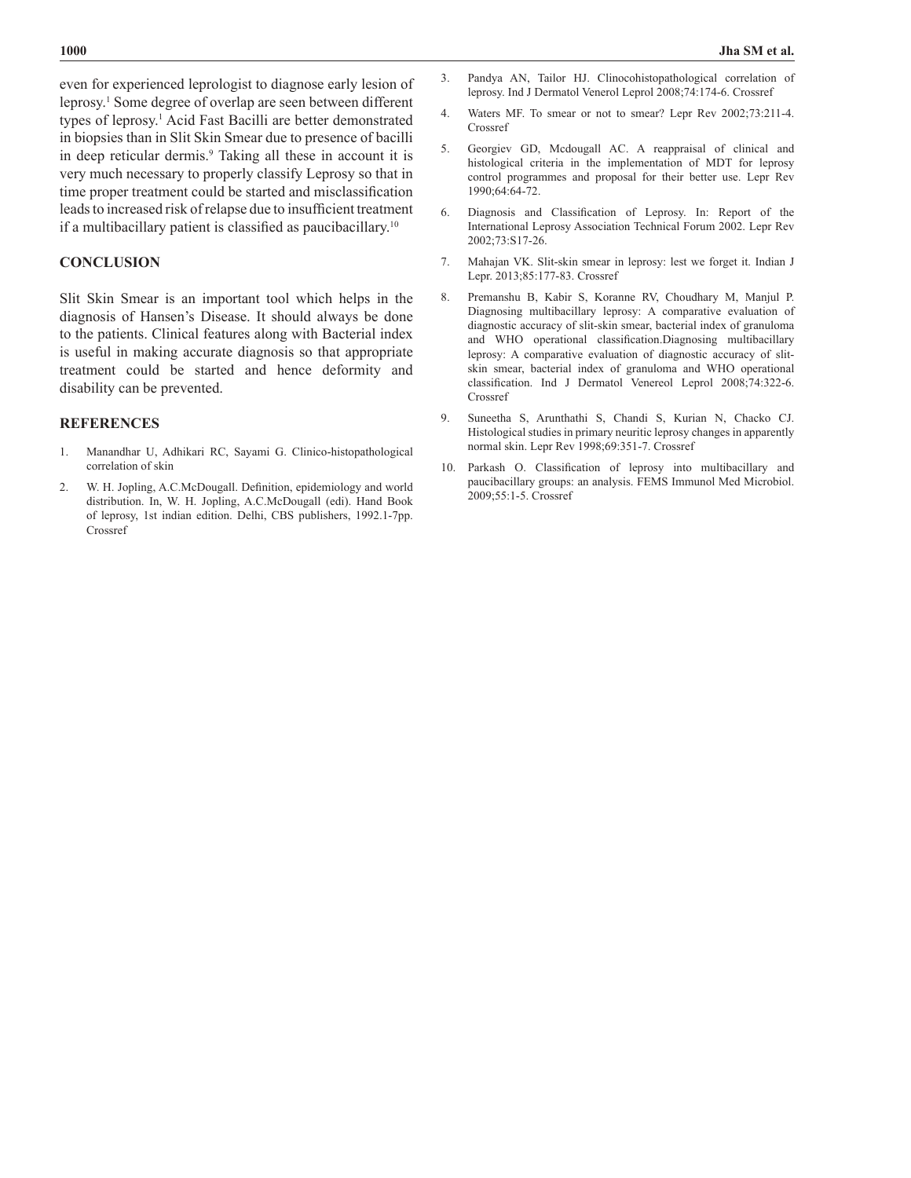even for experienced leprologist to diagnose early lesion of leprosy.[1] Some degree of overlap are seen between different types of leprosy.[1] Acid Fast Bacilli are better demonstrated in biopsies than in Slit Skin Smear due to presence of bacilli in deep reticular dermis.[9] Taking all these in account it is very much necessary to properly classify Leprosy so that in time proper treatment could be started and misclassification leads to increased risk of relapse due to insufficient treatment if a multibacillary patient is classified as paucibacillary.[10]

## CONCLUSION

Slit Skin Smear is an important tool which helps in the diagnosis of Hansen's Disease. It should always be done to the patients. Clinical features along with Bacterial index is useful in making accurate diagnosis so that appropriate treatment could be started and hence deformity and disability can be prevented.

## REFERENCES

1. Manandhar U, Adhikari RC, Sayami G. Clinico-histopathological correlation of skin
2. W. H. Jopling, A.C.McDougall. Definition, epidemiology and world distribution. In, W. H. Jopling, A.C.McDougall (edi). Hand Book of leprosy, 1st indian edition. Delhi, CBS publishers, 1992.1-7pp. Crossref
3. Pandya AN, Tailor HJ. Clinocohistopathological correlation of leprosy. Ind J Dermatol Venerol Leprol 2008;74:174-6. Crossref
4. Waters MF. To smear or not to smear? Lepr Rev 2002;73:211-4. Crossref
5. Georgiev GD, Mcdougall AC. A reappraisal of clinical and histological criteria in the implementation of MDT for leprosy control programmes and proposal for their better use. Lepr Rev 1990;64:64-72.
6. Diagnosis and Classification of Leprosy. In: Report of the International Leprosy Association Technical Forum 2002. Lepr Rev 2002;73:S17-26.
7. Mahajan VK. Slit-skin smear in leprosy: lest we forget it. Indian J Lepr. 2013;85:177-83. Crossref
8. Premanshu B, Kabir S, Koranne RV, Choudhary M, Manjul P. Diagnosing multibacillary leprosy: A comparative evaluation of diagnostic accuracy of slit-skin smear, bacterial index of granuloma and WHO operational classification.Diagnosing multibacillary leprosy: A comparative evaluation of diagnostic accuracy of slit-skin smear, bacterial index of granuloma and WHO operational classification. Ind J Dermatol Venereol Leprol 2008;74:322-6. Crossref
9. Suneetha S, Arunthathi S, Chandi S, Kurian N, Chacko CJ. Histological studies in primary neuritic leprosy changes in apparently normal skin. Lepr Rev 1998;69:351-7. Crossref
10. Parkash O. Classification of leprosy into multibacillary and paucibacillary groups: an analysis. FEMS Immunol Med Microbiol. 2009;55:1-5. Crossref